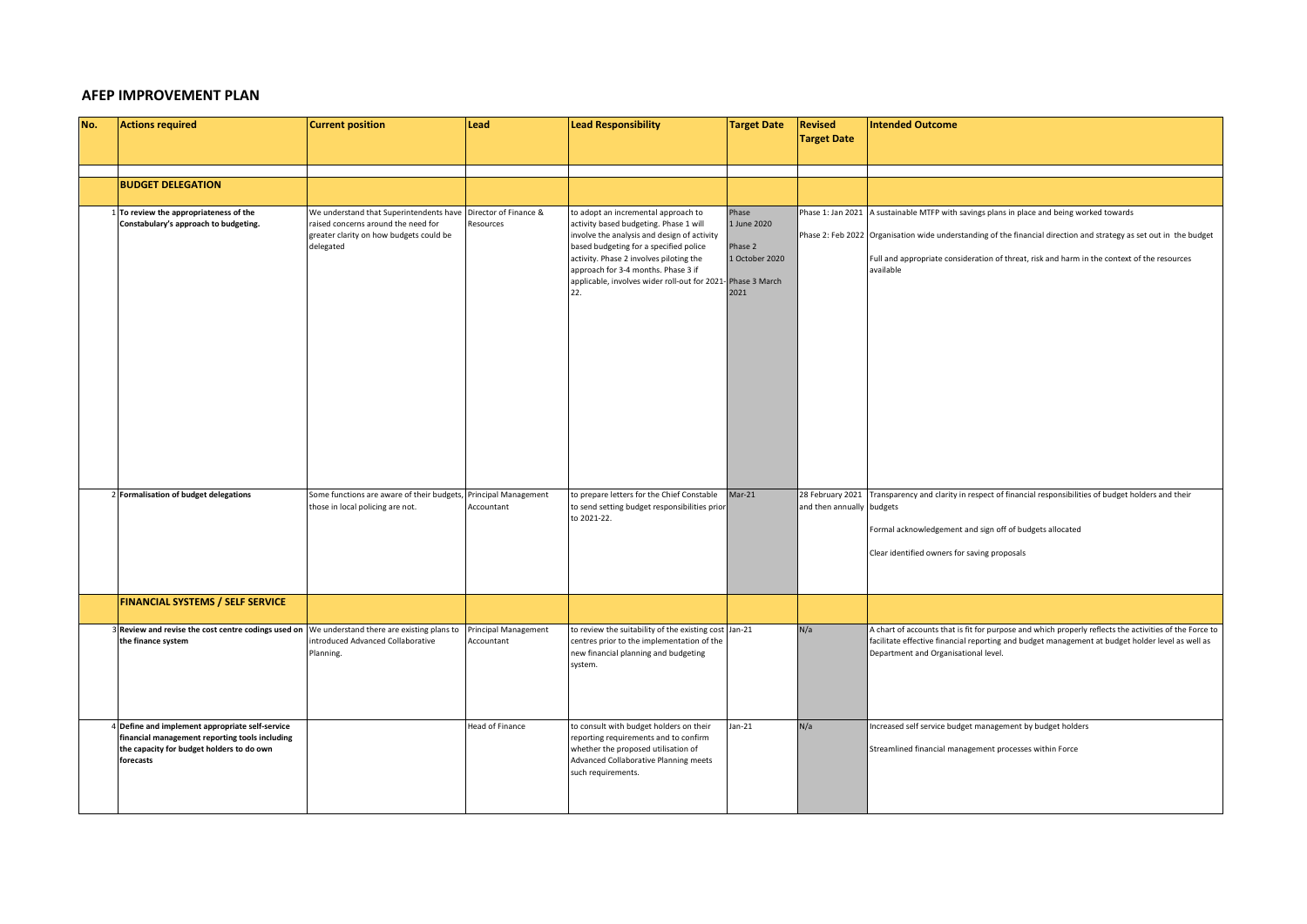## AFEP IMPROVEMENT PLAN

| No. | Actions required | Current position | Lead | Lead Responsibility | Target Date | Revised Target Date | Intended Outcome |
|---|---|---|---|---|---|---|---|
| | **BUDGET DELEGATION** | | | | | | |
| 1 | **To review the appropriateness of the Constabulary's approach to budgeting.** | We understand that Superintendents have raised concerns around the need for greater clarity on how budgets could be delegated | Director of Finance & Resources | to adopt an incremental approach to activity based budgeting. Phase 1 will involve the analysis and design of activity based budgeting for a specified police activity. Phase 2 involves piloting the approach for 3-4 months. Phase 3 if applicable, involves wider roll-out for 2021-22. | Phase 1 June 2020<br><br>Phase 2 1 October 2020<br><br>Phase 3 March 2021 | Phase 1: Jan 2021<br><br>Phase 2: Feb 2022 | A sustainable MTFP with savings plans in place and being worked towards<br><br>Organisation wide understanding of the financial direction and strategy as set out in the budget<br><br>Full and appropriate consideration of threat, risk and harm in the context of the resources available |
| 2 | **Formalisation of budget delegations** | Some functions are aware of their budgets, those in local policing are not. | Principal Management Accountant | to prepare letters for the Chief Constable to send setting budget responsibilities prior to 2021-22. | Mar-21 | 28 February 2021 and then annually | Transparency and clarity in respect of financial responsibilities of budget holders and their budgets<br><br>Formal acknowledgement and sign off of budgets allocated<br><br>Clear identified owners for saving proposals |
| | **FINANCIAL SYSTEMS / SELF SERVICE** | | | | | | |
| 3 | **Review and revise the cost centre codings used on the finance system** | We understand there are existing plans to introduced Advanced Collaborative Planning. | Principal Management Accountant | to review the suitability of the existing cost centres prior to the implementation of the new financial planning and budgeting system. | Jan-21 | N/a | A chart of accounts that is fit for purpose and which properly reflects the activities of the Force to facilitate effective financial reporting and budget management at budget holder level as well as Department and Organisational level. |
| 4 | **Define and implement appropriate self-service financial management reporting tools including the capacity for budget holders to do own forecasts** | | Head of Finance | to consult with budget holders on their reporting requirements and to confirm whether the proposed utilisation of Advanced Collaborative Planning meets such requirements. | Jan-21 | N/a | Increased self service budget management by budget holders<br><br>Streamlined financial management processes within Force |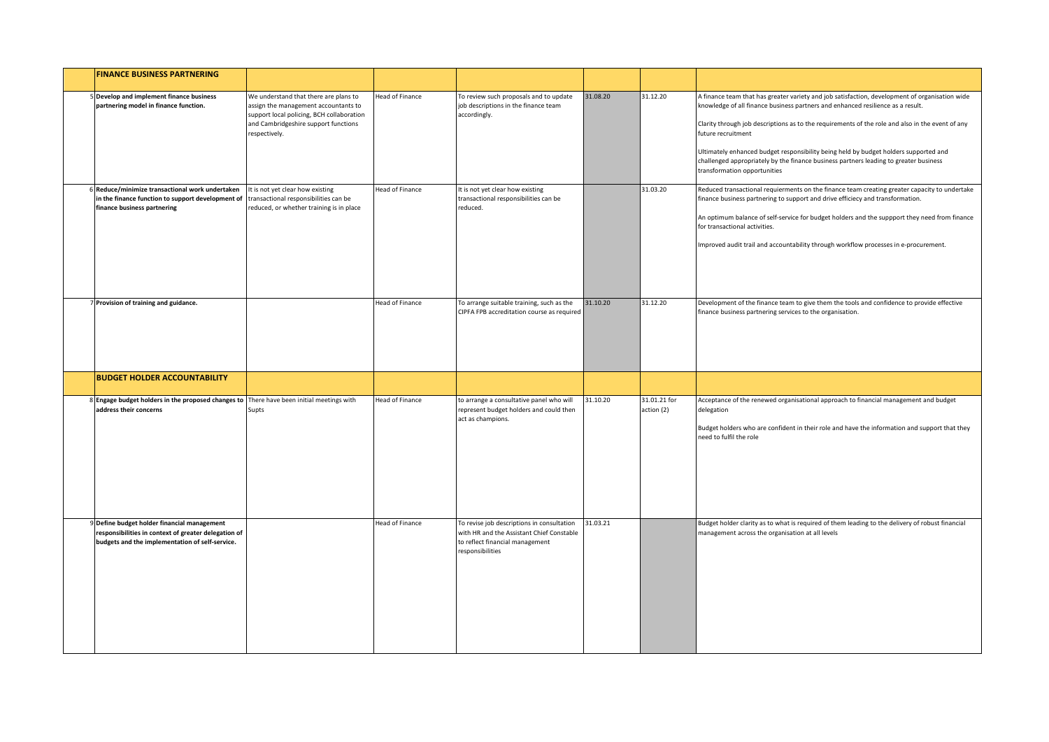| | | | | | | | |
|---|---|---|---|---|---|---|---|
| | **FINANCE BUSINESS PARTNERING** | | | | | | |
| 5 | **Develop and implement finance business partnering model in finance function.** | We understand that there are plans to assign the management accountants to support local policing, BCH collaboration and Cambridgeshire support functions respectively. | Head of Finance | To review such proposals and to update job descriptions in the finance team accordingly. | 31.08.20 | 31.12.20 | A finance team that has greater variety and job satisfaction, development of organisation wide knowledge of all finance business partners and enhanced resilience as a result.<br><br>Clarity through job descriptions as to the requirements of the role and also in the event of any future recruitment<br><br>Ultimately enhanced budget responsibility being held by budget holders supported and challenged appropriately by the finance business partners leading to greater business transformation opportunities |
| 6 | **Reduce/minimize transactional work undertaken in the finance function to support development of finance business partnering** | It is not yet clear how existing transactional responsibilities can be reduced, or whether training is in place | Head of Finance | It is not yet clear how existing transactional responsibilities can be reduced. | | 31.03.20 | Reduced transactional requierments on the finance team creating greater capacity to undertake finance business partnering to support and drive efficiecy and transformation.<br><br>An optimum balance of self-service for budget holders and the suppport they need from finance for transactional activities.<br><br>Improved audit trail and accountability through workflow processes in e-procurement. |
| 7 | **Provision of training and guidance.** | | Head of Finance | To arrange suitable training, such as the CIPFA FPB accreditation course as required | 31.10.20 | 31.12.20 | Development of the finance team to give them the tools and confidence to provide effective finance business partnering services to the organisation. |
| | **BUDGET HOLDER ACCOUNTABILITY** | | | | | | |
| 8 | **Engage budget holders in the proposed changes to address their concerns** | There have been initial meetings with Supts | Head of Finance | to arrange a consultative panel who will represent budget holders and could then act as champions. | 31.10.20 | 31.01.21 for action (2) | Acceptance of the renewed organisational approach to financial management and budget delegation<br><br>Budget holders who are confident in their role and have the information and support that they need to fulfil the role |
| 9 | **Define budget holder financial management responsibilities in context of greater delegation of budgets and the implementation of self-service.** | | Head of Finance | To revise job descriptions in consultation with HR and the Assistant Chief Constable to reflect financial management responsibilities | 31.03.21 | | Budget holder clarity as to what is required of them leading to the delivery of robust financial management across the organisation at all levels |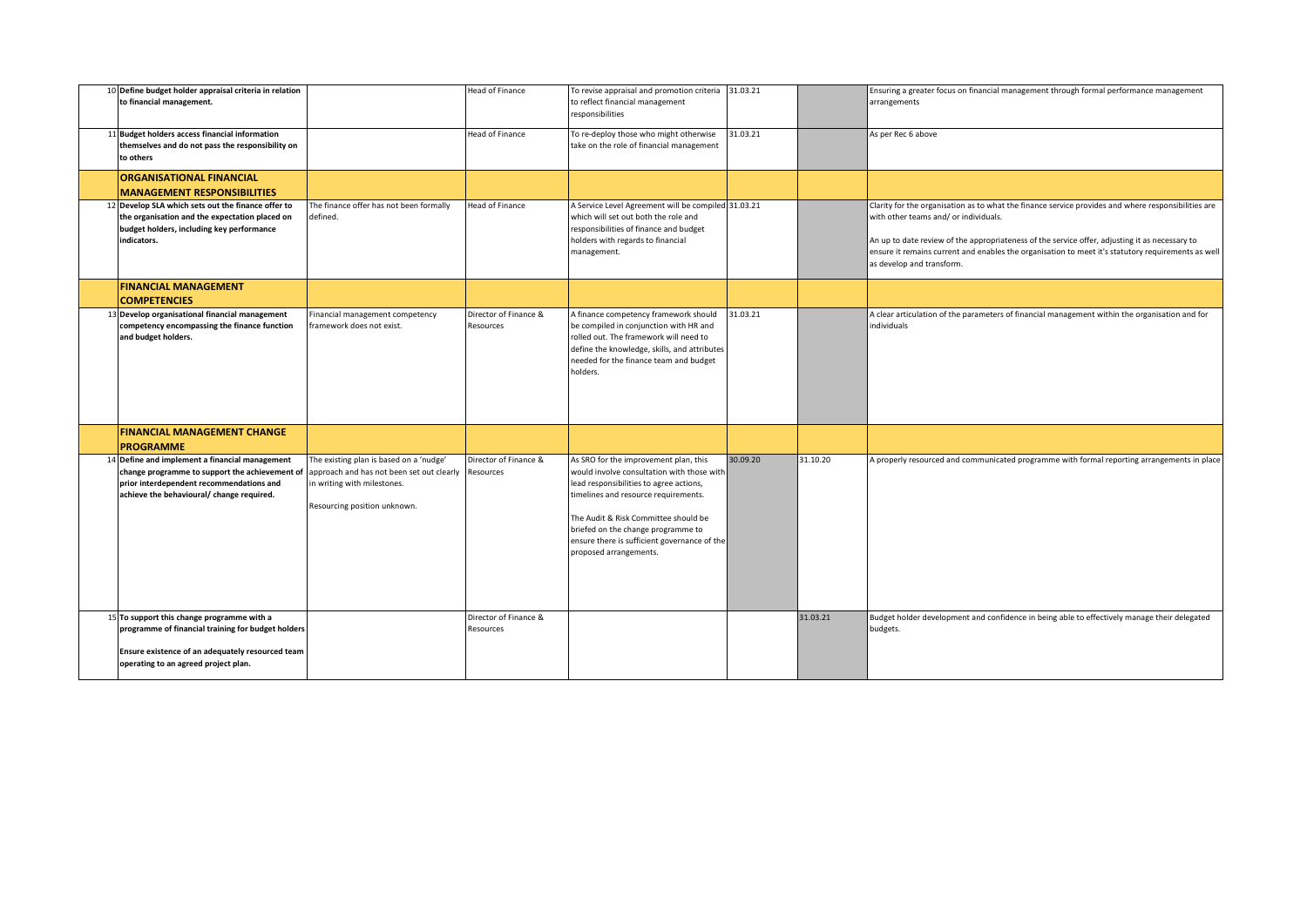| | | | | | | | |
|---|---|---|---|---|---|---|---|
| 10 | **Define budget holder appraisal criteria in relation to financial management.** | | Head of Finance | To revise appraisal and promotion criteria to reflect financial management responsibilities | 31.03.21 | | Ensuring a greater focus on financial management through formal performance management arrangements |
| 11 | **Budget holders access financial information themselves and do not pass the responsibility on to others** | | Head of Finance | To re-deploy those who might otherwise take on the role of financial management | 31.03.21 | | As per Rec 6 above |
| | **ORGANISATIONAL FINANCIAL MANAGEMENT RESPONSIBILITIES** | | | | | | |
| 12 | **Develop SLA which sets out the finance offer to the organisation and the expectation placed on budget holders, including key performance indicators.** | The finance offer has not been formally defined. | Head of Finance | A Service Level Agreement will be compiled which will set out both the role and responsibilities of finance and budget holders with regards to financial management. | 31.03.21 | | Clarity for the organisation as to what the finance service provides and where responsibilities are with other teams and/ or individuals.<br><br>An up to date review of the appropriateness of the service offer, adjusting it as necessary to ensure it remains current and enables the organisation to meet it's statutory requirements as well as develop and transform. |
| | **FINANCIAL MANAGEMENT COMPETENCIES** | | | | | | |
| 13 | **Develop organisational financial management competency encompassing the finance function and budget holders.** | Financial management competency framework does not exist. | Director of Finance & Resources | A finance competency framework should be compiled in conjunction with HR and rolled out. The framework will need to define the knowledge, skills, and attributes needed for the finance team and budget holders. | 31.03.21 | | A clear articulation of the parameters of financial management within the organisation and for individuals |
| | **FINANCIAL MANAGEMENT CHANGE PROGRAMME** | | | | | | |
| 14 | **Define and implement a financial management change programme to support the achievement of prior interdependent recommendations and achieve the behavioural/ change required.** | The existing plan is based on a 'nudge' approach and has not been set out clearly in writing with milestones.<br><br>Resourcing position unknown. | Director of Finance & Resources | As SRO for the improvement plan, this would involve consultation with those with lead responsibilities to agree actions, timelines and resource requirements.<br><br>The Audit & Risk Committee should be briefed on the change programme to ensure there is sufficient governance of the proposed arrangements. | 30.09.20 | 31.10.20 | A properly resourced and communicated programme with formal reporting arrangements in place |
| 15 | **To support this change programme with a programme of financial training for budget holders**<br><br>**Ensure existence of an adequately resourced team operating to an agreed project plan.** | | Director of Finance & Resources | | | 31.03.21 | Budget holder development and confidence in being able to effectively manage their delegated budgets. |